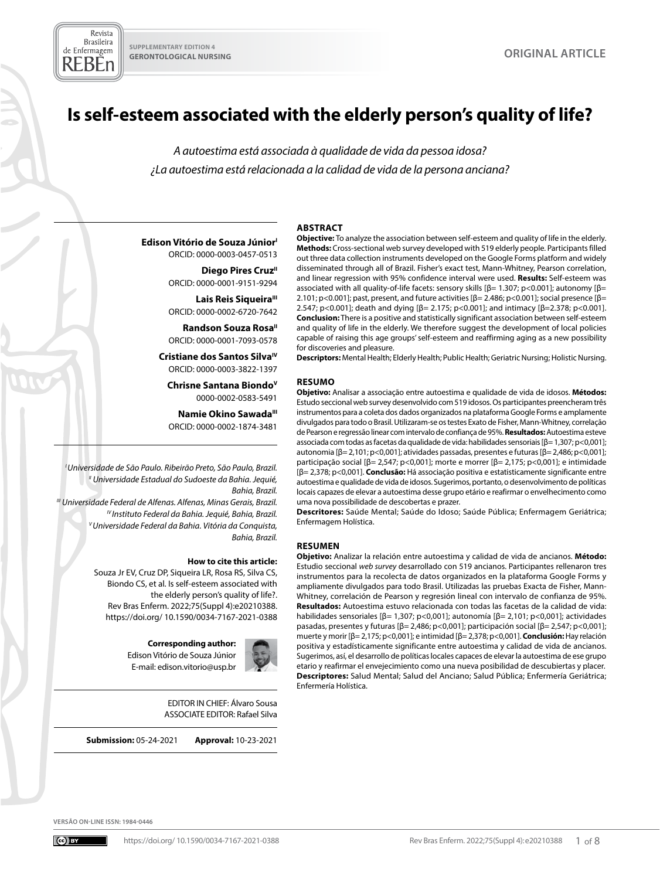SUPPLEMENTARY EDITION 4
GERONTOLOGICAL NURSING

ORIGINAL ARTICLE

# Is self-esteem associated with the elderly person's quality of life?

*A autoestima está associada à qualidade de vida da pessoa idosa?*
*¿La autoestima está relacionada a la calidad de vida de la persona anciana?*

**Edison Vitório de Souza Júnior**[I]
ORCID: 0000-0003-0457-0513

**Diego Pires Cruz**[II]
ORCID: 0000-0001-9151-9294

**Lais Reis Siqueira**[III]
ORCID: 0000-0002-6720-7642

**Randson Souza Rosa**[II]
ORCID: 0000-0001-7093-0578

**Cristiane dos Santos Silva**[IV]
ORCID: 0000-0003-3822-1397

**Chrisne Santana Biondo**[V]
0000-0002-0583-5491

**Namie Okino Sawada**[III]
ORCID: 0000-0002-1874-3481

*[I] Universidade de São Paulo. Ribeirão Preto, São Paulo, Brazil.*
*[II] Universidade Estadual do Sudoeste da Bahia. Jequié, Bahia, Brazil.*
*[III] Universidade Federal de Alfenas. Alfenas, Minas Gerais, Brazil.*
*[IV] Instituto Federal da Bahia. Jequié, Bahia, Brazil.*
*[V] Universidade Federal da Bahia. Vitória da Conquista, Bahia, Brazil.*

**How to cite this article:**
Souza Jr EV, Cruz DP, Siqueira LR, Rosa RS, Silva CS, Biondo CS, et al. Is self-esteem associated with the elderly person's quality of life?. Rev Bras Enferm. 2022;75(Suppl 4):e20210388. https://doi.org/ 10.1590/0034-7167-2021-0388

**Corresponding author:**
Edison Vitório de Souza Júnior
E-mail: edison.vitorio@usp.br

EDITOR IN CHIEF: Álvaro Sousa
ASSOCIATE EDITOR: Rafael Silva

**Submission:** 05-24-2021 **Approval:** 10-23-2021

## ABSTRACT

**Objective:** To analyze the association between self-esteem and quality of life in the elderly. **Methods:** Cross-sectional web survey developed with 519 elderly people. Participants filled out three data collection instruments developed on the Google Forms platform and widely disseminated through all of Brazil. Fisher's exact test, Mann-Whitney, Pearson correlation, and linear regression with 95% confidence interval were used. **Results:** Self-esteem was associated with all quality-of-life facets: sensory skills [β= 1.307; p<0.001]; autonomy [β= 2.101; p<0.001]; past, present, and future activities [β= 2.486; p<0.001]; social presence [β= 2.547; p<0.001]; death and dying [β= 2.175; p<0.001]; and intimacy [β=2.378; p<0.001]. **Conclusion:** There is a positive and statistically significant association between self-esteem and quality of life in the elderly. We therefore suggest the development of local policies capable of raising this age groups' self-esteem and reaffirming aging as a new possibility for discoveries and pleasure.
**Descriptors:** Mental Health; Elderly Health; Public Health; Geriatric Nursing; Holistic Nursing.

## RESUMO

**Objetivo:** Analisar a associação entre autoestima e qualidade de vida de idosos. **Métodos:** Estudo seccional web survey desenvolvido com 519 idosos. Os participantes preencheram três instrumentos para a coleta dos dados organizados na plataforma Google Forms e amplamente divulgados para todo o Brasil. Utilizaram-se os testes Exato de Fisher, Mann-Whitney, correlação de Pearson e regressão linear com intervalo de confiança de 95%. **Resultados:** Autoestima esteve associada com todas as facetas da qualidade de vida: habilidades sensoriais [β= 1,307; p<0,001]; autonomia [β= 2,101; p<0,001]; atividades passadas, presentes e futuras [β= 2,486; p<0,001]; participação social [β= 2,547; p<0,001]; morte e morrer [β= 2,175; p<0,001]; e intimidade [β= 2,378; p<0,001]. **Conclusão:** Há associação positiva e estatisticamente significante entre autoestima e qualidade de vida de idosos. Sugerimos, portanto, o desenvolvimento de políticas locais capazes de elevar a autoestima desse grupo etário e reafirmar o envelhecimento como uma nova possibilidade de descobertas e prazer.
**Descritores:** Saúde Mental; Saúde do Idoso; Saúde Pública; Enfermagem Geriátrica; Enfermagem Holística.

## RESUMEN

**Objetivo:** Analizar la relación entre autoestima y calidad de vida de ancianos. **Método:** Estudio seccional *web survey* desarrollado con 519 ancianos. Participantes rellenaron tres instrumentos para la recolecta de datos organizados en la plataforma Google Forms y ampliamente divulgados para todo Brasil. Utilizadas las pruebas Exacta de Fisher, Mann-Whitney, correlación de Pearson y regresión lineal con intervalo de confianza de 95%. **Resultados:** Autoestima estuvo relacionada con todas las facetas de la calidad de vida: habilidades sensoriales [β= 1,307; p<0,001]; autonomía [β= 2,101; p<0,001]; actividades pasadas, presentes y futuras [β= 2,486; p<0,001]; participación social [β= 2,547; p<0,001]; muerte y morir [β= 2,175; p<0,001]; e intimidad [β= 2,378; p<0,001]. **Conclusión:** Hay relación positiva y estadísticamente significante entre autoestima y calidad de vida de ancianos. Sugerimos, así, el desarrollo de políticas locales capaces de elevar la autoestima de ese grupo etario y reafirmar el envejecimiento como una nueva posibilidad de descubiertas y placer.
**Descriptores:** Salud Mental; Salud del Anciano; Salud Pública; Enfermería Geriátrica; Enfermería Holística.

VERSÃO ON-LINE ISSN: 1984-0446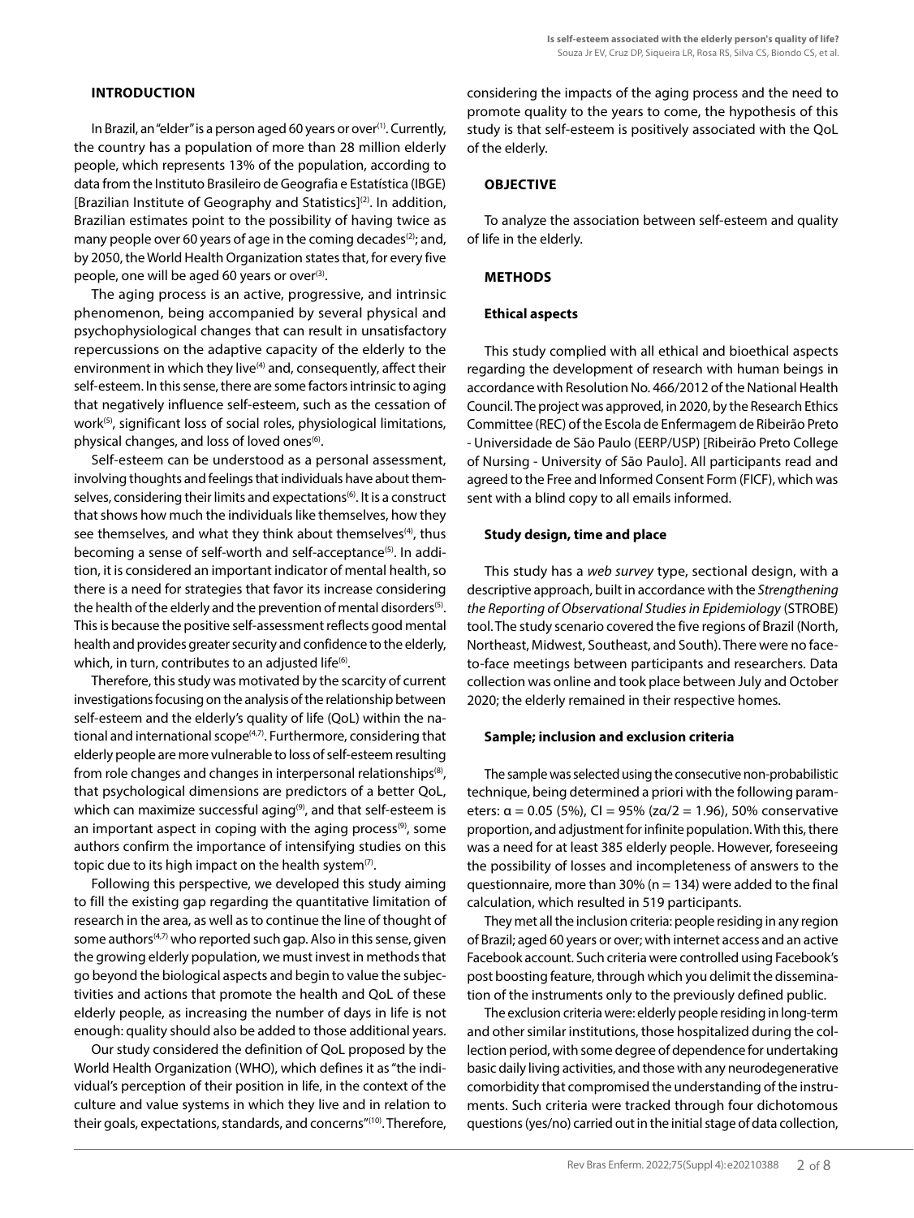## INTRODUCTION

In Brazil, an "elder" is a person aged 60 years or over[1]. Currently, the country has a population of more than 28 million elderly people, which represents 13% of the population, according to data from the Instituto Brasileiro de Geografia e Estatística (IBGE) [Brazilian Institute of Geography and Statistics][2]. In addition, Brazilian estimates point to the possibility of having twice as many people over 60 years of age in the coming decades[2]; and, by 2050, the World Health Organization states that, for every five people, one will be aged 60 years or over[3].

The aging process is an active, progressive, and intrinsic phenomenon, being accompanied by several physical and psychophysiological changes that can result in unsatisfactory repercussions on the adaptive capacity of the elderly to the environment in which they live[4] and, consequently, affect their self-esteem. In this sense, there are some factors intrinsic to aging that negatively influence self-esteem, such as the cessation of work[5], significant loss of social roles, physiological limitations, physical changes, and loss of loved ones[6].

Self-esteem can be understood as a personal assessment, involving thoughts and feelings that individuals have about themselves, considering their limits and expectations[6]. It is a construct that shows how much the individuals like themselves, how they see themselves, and what they think about themselves[4], thus becoming a sense of self-worth and self-acceptance[5]. In addition, it is considered an important indicator of mental health, so there is a need for strategies that favor its increase considering the health of the elderly and the prevention of mental disorders[5]. This is because the positive self-assessment reflects good mental health and provides greater security and confidence to the elderly, which, in turn, contributes to an adjusted life[6].

Therefore, this study was motivated by the scarcity of current investigations focusing on the analysis of the relationship between self-esteem and the elderly's quality of life (QoL) within the national and international scope[4,7]. Furthermore, considering that elderly people are more vulnerable to loss of self-esteem resulting from role changes and changes in interpersonal relationships[8], that psychological dimensions are predictors of a better QoL, which can maximize successful aging[9], and that self-esteem is an important aspect in coping with the aging process[9], some authors confirm the importance of intensifying studies on this topic due to its high impact on the health system[7].

Following this perspective, we developed this study aiming to fill the existing gap regarding the quantitative limitation of research in the area, as well as to continue the line of thought of some authors[4,7] who reported such gap. Also in this sense, given the growing elderly population, we must invest in methods that go beyond the biological aspects and begin to value the subjectivities and actions that promote the health and QoL of these elderly people, as increasing the number of days in life is not enough: quality should also be added to those additional years.

Our study considered the definition of QoL proposed by the World Health Organization (WHO), which defines it as "the individual's perception of their position in life, in the context of the culture and value systems in which they live and in relation to their goals, expectations, standards, and concerns"[10]. Therefore, considering the impacts of the aging process and the need to promote quality to the years to come, the hypothesis of this study is that self-esteem is positively associated with the QoL of the elderly.

## OBJECTIVE

To analyze the association between self-esteem and quality of life in the elderly.

## METHODS

### Ethical aspects

This study complied with all ethical and bioethical aspects regarding the development of research with human beings in accordance with Resolution No. 466/2012 of the National Health Council. The project was approved, in 2020, by the Research Ethics Committee (REC) of the Escola de Enfermagem de Ribeirão Preto - Universidade de São Paulo (EERP/USP) [Ribeirão Preto College of Nursing - University of São Paulo]. All participants read and agreed to the Free and Informed Consent Form (FICF), which was sent with a blind copy to all emails informed.

### Study design, time and place

This study has a *web survey* type, sectional design, with a descriptive approach, built in accordance with the *Strengthening the Reporting of Observational Studies in Epidemiology* (STROBE) tool. The study scenario covered the five regions of Brazil (North, Northeast, Midwest, Southeast, and South). There were no face-to-face meetings between participants and researchers. Data collection was online and took place between July and October 2020; the elderly remained in their respective homes.

### Sample; inclusion and exclusion criteria

The sample was selected using the consecutive non-probabilistic technique, being determined a priori with the following parameters: $\alpha = 0.05$ (5%), CI = 95% ($z\alpha/2 = 1.96$), 50% conservative proportion, and adjustment for infinite population. With this, there was a need for at least 385 elderly people. However, foreseeing the possibility of losses and incompleteness of answers to the questionnaire, more than 30% (n = 134) were added to the final calculation, which resulted in 519 participants.

They met all the inclusion criteria: people residing in any region of Brazil; aged 60 years or over; with internet access and an active Facebook account. Such criteria were controlled using Facebook's post boosting feature, through which you delimit the dissemination of the instruments only to the previously defined public.

The exclusion criteria were: elderly people residing in long-term and other similar institutions, those hospitalized during the collection period, with some degree of dependence for undertaking basic daily living activities, and those with any neurodegenerative comorbidity that compromised the understanding of the instruments. Such criteria were tracked through four dichotomous questions (yes/no) carried out in the initial stage of data collection,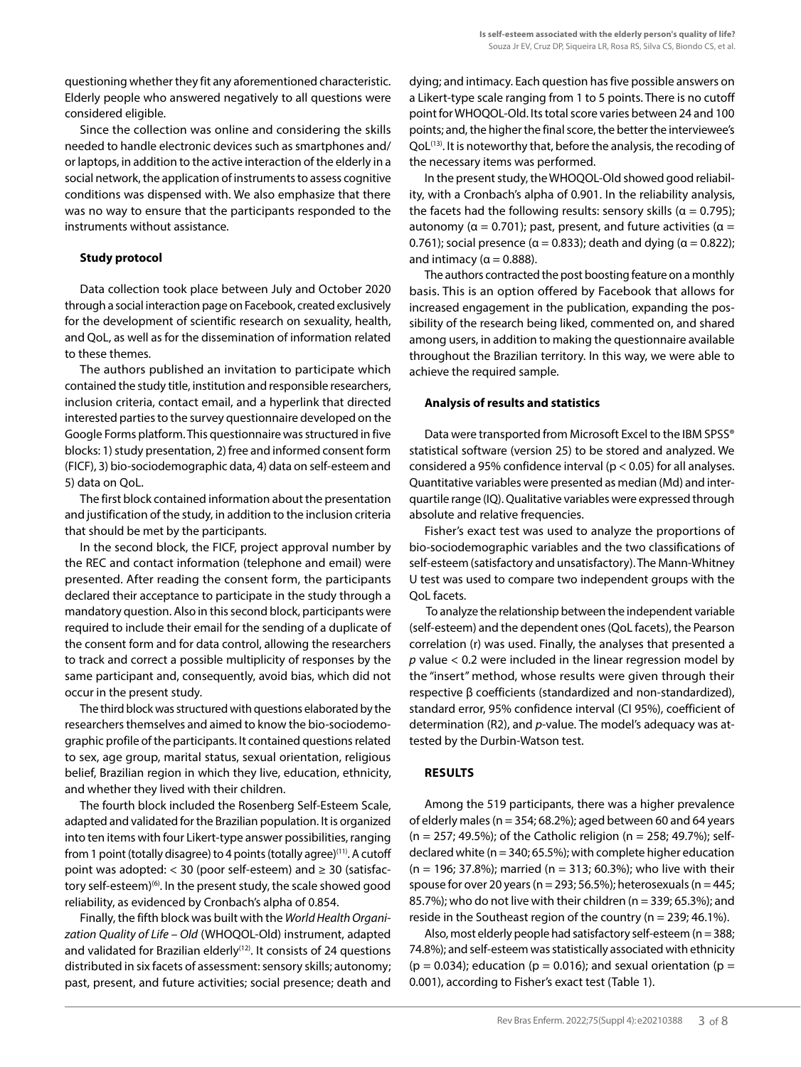questioning whether they fit any aforementioned characteristic. Elderly people who answered negatively to all questions were considered eligible.

Since the collection was online and considering the skills needed to handle electronic devices such as smartphones and/or laptops, in addition to the active interaction of the elderly in a social network, the application of instruments to assess cognitive conditions was dispensed with. We also emphasize that there was no way to ensure that the participants responded to the instruments without assistance.

### Study protocol

Data collection took place between July and October 2020 through a social interaction page on Facebook, created exclusively for the development of scientific research on sexuality, health, and QoL, as well as for the dissemination of information related to these themes.

The authors published an invitation to participate which contained the study title, institution and responsible researchers, inclusion criteria, contact email, and a hyperlink that directed interested parties to the survey questionnaire developed on the Google Forms platform. This questionnaire was structured in five blocks: 1) study presentation, 2) free and informed consent form (FICF), 3) bio-sociodemographic data, 4) data on self-esteem and 5) data on QoL.

The first block contained information about the presentation and justification of the study, in addition to the inclusion criteria that should be met by the participants.

In the second block, the FICF, project approval number by the REC and contact information (telephone and email) were presented. After reading the consent form, the participants declared their acceptance to participate in the study through a mandatory question. Also in this second block, participants were required to include their email for the sending of a duplicate of the consent form and for data control, allowing the researchers to track and correct a possible multiplicity of responses by the same participant and, consequently, avoid bias, which did not occur in the present study.

The third block was structured with questions elaborated by the researchers themselves and aimed to know the bio-sociodemographic profile of the participants. It contained questions related to sex, age group, marital status, sexual orientation, religious belief, Brazilian region in which they live, education, ethnicity, and whether they lived with their children.

The fourth block included the Rosenberg Self-Esteem Scale, adapted and validated for the Brazilian population. It is organized into ten items with four Likert-type answer possibilities, ranging from 1 point (totally disagree) to 4 points (totally agree)[11]. A cutoff point was adopted: < 30 (poor self-esteem) and ≥ 30 (satisfactory self-esteem)[6]. In the present study, the scale showed good reliability, as evidenced by Cronbach's alpha of 0.854.

Finally, the fifth block was built with the *World Health Organization Quality of Life – Old* (WHOQOL-Old) instrument, adapted and validated for Brazilian elderly[12]. It consists of 24 questions distributed in six facets of assessment: sensory skills; autonomy; past, present, and future activities; social presence; death and dying; and intimacy. Each question has five possible answers on a Likert-type scale ranging from 1 to 5 points. There is no cutoff point for WHOQOL-Old. Its total score varies between 24 and 100 points; and, the higher the final score, the better the interviewee's QoL[13]. It is noteworthy that, before the analysis, the recoding of the necessary items was performed.

In the present study, the WHOQOL-Old showed good reliability, with a Cronbach's alpha of 0.901. In the reliability analysis, the facets had the following results: sensory skills ($\alpha = 0.795$); autonomy ($\alpha = 0.701$); past, present, and future activities ($\alpha = 0.761$); social presence ($\alpha = 0.833$); death and dying ($\alpha = 0.822$); and intimacy ($\alpha = 0.888$).

The authors contracted the post boosting feature on a monthly basis. This is an option offered by Facebook that allows for increased engagement in the publication, expanding the possibility of the research being liked, commented on, and shared among users, in addition to making the questionnaire available throughout the Brazilian territory. In this way, we were able to achieve the required sample.

### Analysis of results and statistics

Data were transported from Microsoft Excel to the IBM SPSS® statistical software (version 25) to be stored and analyzed. We considered a 95% confidence interval ($p < 0.05$) for all analyses. Quantitative variables were presented as median (Md) and interquartile range (IQ). Qualitative variables were expressed through absolute and relative frequencies.

Fisher's exact test was used to analyze the proportions of bio-sociodemographic variables and the two classifications of self-esteem (satisfactory and unsatisfactory). The Mann-Whitney U test was used to compare two independent groups with the QoL facets.

To analyze the relationship between the independent variable (self-esteem) and the dependent ones (QoL facets), the Pearson correlation (r) was used. Finally, the analyses that presented a *p* value < 0.2 were included in the linear regression model by the "insert" method, whose results were given through their respective β coefficients (standardized and non-standardized), standard error, 95% confidence interval (CI 95%), coefficient of determination (R2), and *p*-value. The model's adequacy was attested by the Durbin-Watson test.

## RESULTS

Among the 519 participants, there was a higher prevalence of elderly males (n = 354; 68.2%); aged between 60 and 64 years (n = 257; 49.5%); of the Catholic religion (n = 258; 49.7%); self-declared white (n = 340; 65.5%); with complete higher education (n = 196; 37.8%); married (n = 313; 60.3%); who live with their spouse for over 20 years (n = 293; 56.5%); heterosexuals (n = 445; 85.7%); who do not live with their children (n = 339; 65.3%); and reside in the Southeast region of the country (n = 239; 46.1%).

Also, most elderly people had satisfactory self-esteem (n = 388; 74.8%); and self-esteem was statistically associated with ethnicity ($p = 0.034$); education ($p = 0.016$); and sexual orientation ($p = 0.001$), according to Fisher's exact test (Table 1).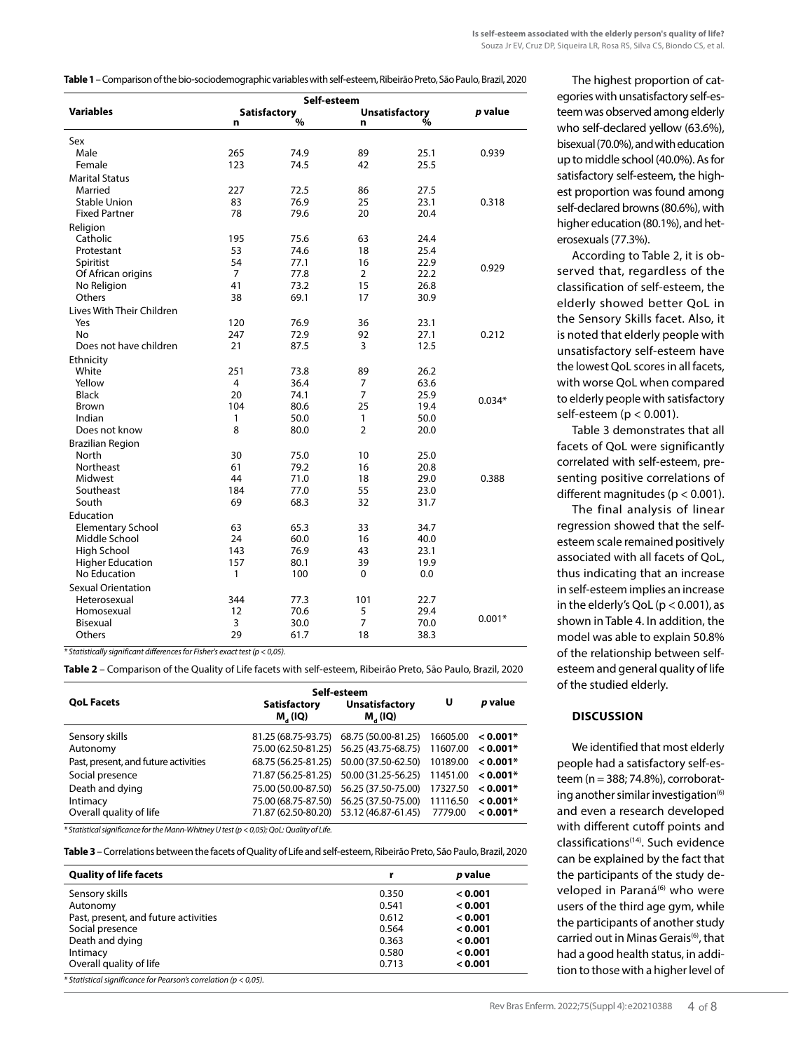**Table 1** – Comparison of the bio-sociodemographic variables with self-esteem, Ribeirão Preto, São Paulo, Brazil, 2020

| Variables | Self-esteem | | | | *p* value |
|---|---|---|---|---|---|
| | Satisfactory | | Unsatisfactory | | |
| | n | % | n | % | |
| **Sex** | | | | | |
| Male | 265 | 74.9 | 89 | 25.1 | 0.939 |
| Female | 123 | 74.5 | 42 | 25.5 | |
| **Marital Status** | | | | | |
| Married | 227 | 72.5 | 86 | 27.5 | |
| Stable Union | 83 | 76.9 | 25 | 23.1 | 0.318 |
| Fixed Partner | 78 | 79.6 | 20 | 20.4 | |
| **Religion** | | | | | |
| Catholic | 195 | 75.6 | 63 | 24.4 | |
| Protestant | 53 | 74.6 | 18 | 25.4 | |
| Spiritist | 54 | 77.1 | 16 | 22.9 | 0.929 |
| Of African origins | 7 | 77.8 | 2 | 22.2 | |
| No Religion | 41 | 73.2 | 15 | 26.8 | |
| Others | 38 | 69.1 | 17 | 30.9 | |
| **Lives With Their Children** | | | | | |
| Yes | 120 | 76.9 | 36 | 23.1 | |
| No | 247 | 72.9 | 92 | 27.1 | 0.212 |
| Does not have children | 21 | 87.5 | 3 | 12.5 | |
| **Ethnicity** | | | | | |
| White | 251 | 73.8 | 89 | 26.2 | |
| Yellow | 4 | 36.4 | 7 | 63.6 | |
| Black | 20 | 74.1 | 7 | 25.9 | 0.034* |
| Brown | 104 | 80.6 | 25 | 19.4 | |
| Indian | 1 | 50.0 | 1 | 50.0 | |
| Does not know | 8 | 80.0 | 2 | 20.0 | |
| **Brazilian Region** | | | | | |
| North | 30 | 75.0 | 10 | 25.0 | |
| Northeast | 61 | 79.2 | 16 | 20.8 | |
| Midwest | 44 | 71.0 | 18 | 29.0 | 0.388 |
| Southeast | 184 | 77.0 | 55 | 23.0 | |
| South | 69 | 68.3 | 32 | 31.7 | |
| **Education** | | | | | |
| Elementary School | 63 | 65.3 | 33 | 34.7 | |
| Middle School | 24 | 60.0 | 16 | 40.0 | |
| High School | 143 | 76.9 | 43 | 23.1 | |
| Higher Education | 157 | 80.1 | 39 | 19.9 | |
| No Education | 1 | 100 | 0 | 0.0 | |
| **Sexual Orientation** | | | | | |
| Heterosexual | 344 | 77.3 | 101 | 22.7 | |
| Homosexual | 12 | 70.6 | 5 | 29.4 | 0.001* |
| Bisexual | 3 | 30.0 | 7 | 70.0 | |
| Others | 29 | 61.7 | 18 | 38.3 | |

*\* Statistically significant differences for Fisher's exact test (p < 0,05).*

**Table 2** – Comparison of the Quality of Life facets with self-esteem, Ribeirão Preto, São Paulo, Brazil, 2020

| QoL Facets | Self-esteem | | U | *p* value |
|---|---|---|---|---|
| | Satisfactory $M_d$ (IQ) | Unsatisfactory $M_d$ (IQ) | | |
| Sensory skills | 81.25 (68.75-93.75) | 68.75 (50.00-81.25) | 16605.00 | **< 0.001*** |
| Autonomy | 75.00 (62.50-81.25) | 56.25 (43.75-68.75) | 11607.00 | **< 0.001*** |
| Past, present, and future activities | 68.75 (56.25-81.25) | 50.00 (37.50-62.50) | 10189.00 | **< 0.001*** |
| Social presence | 71.87 (56.25-81.25) | 50.00 (31.25-56.25) | 11451.00 | **< 0.001*** |
| Death and dying | 75.00 (50.00-87.50) | 56.25 (37.50-75.00) | 17327.50 | **< 0.001*** |
| Intimacy | 75.00 (68.75-87.50) | 56.25 (37.50-75.00) | 11116.50 | **< 0.001*** |
| Overall quality of life | 71.87 (62.50-80.20) | 53.12 (46.87-61.45) | 7779.00 | **< 0.001*** |

*\* Statistical significance for the Mann-Whitney U test (p < 0,05); QoL: Quality of Life.*

**Table 3** – Correlations between the facets of Quality of Life and self-esteem, Ribeirão Preto, São Paulo, Brazil, 2020

| Quality of life facets | r | *p* value |
|---|---|---|
| Sensory skills | 0.350 | **< 0.001** |
| Autonomy | 0.541 | **< 0.001** |
| Past, present, and future activities | 0.612 | **< 0.001** |
| Social presence | 0.564 | **< 0.001** |
| Death and dying | 0.363 | **< 0.001** |
| Intimacy | 0.580 | **< 0.001** |
| Overall quality of life | 0.713 | **< 0.001** |

*\* Statistical significance for Pearson's correlation (p < 0,05).*

The highest proportion of categories with unsatisfactory self-esteem was observed among elderly who self-declared yellow (63.6%), bisexual (70.0%), and with education up to middle school (40.0%). As for satisfactory self-esteem, the highest proportion was found among self-declared browns (80.6%), with higher education (80.1%), and heterosexuals (77.3%).

According to Table 2, it is observed that, regardless of the classification of self-esteem, the elderly showed better QoL in the Sensory Skills facet. Also, it is noted that elderly people with unsatisfactory self-esteem have the lowest QoL scores in all facets, with worse QoL when compared to elderly people with satisfactory self-esteem ($p < 0.001$).

Table 3 demonstrates that all facets of QoL were significantly correlated with self-esteem, presenting positive correlations of different magnitudes ($p < 0.001$).

The final analysis of linear regression showed that the self-esteem scale remained positively associated with all facets of QoL, thus indicating that an increase in self-esteem implies an increase in the elderly's QoL ($p < 0.001$), as shown in Table 4. In addition, the model was able to explain 50.8% of the relationship between self-esteem and general quality of life of the studied elderly.

## DISCUSSION

We identified that most elderly people had a satisfactory self-esteem (n = 388; 74.8%), corroborating another similar investigation[6] and even a research developed with different cutoff points and classifications[14]. Such evidence can be explained by the fact that the participants of the study developed in Paraná[6] who were users of the third age gym, while the participants of another study carried out in Minas Gerais[6], that had a good health status, in addition to those with a higher level of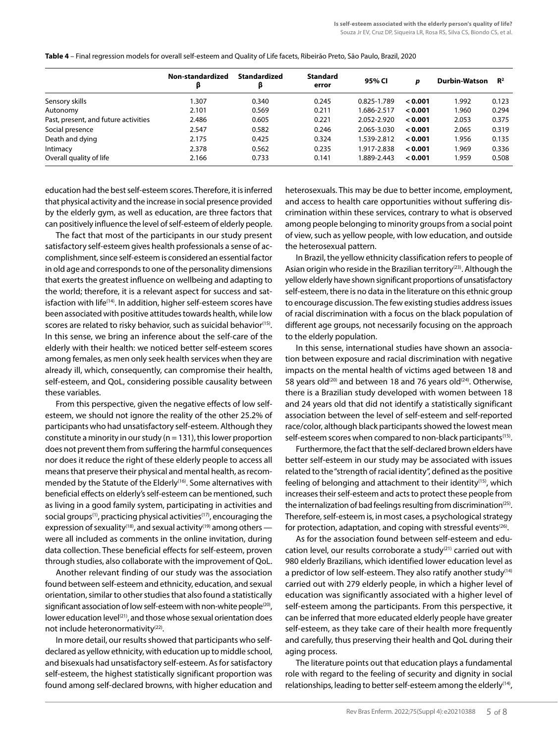**Table 4** – Final regression models for overall self-esteem and Quality of Life facets, Ribeirão Preto, São Paulo, Brazil, 2020

| | Non-standardized β | Standardized β | Standard error | 95% CI | *p* | Durbin-Watson | $R^2$ |
|---|---|---|---|---|---|---|---|
| Sensory skills | 1.307 | 0.340 | 0.245 | 0.825-1.789 | **< 0.001** | 1.992 | 0.123 |
| Autonomy | 2.101 | 0.569 | 0.211 | 1.686-2.517 | **< 0.001** | 1.960 | 0.294 |
| Past, present, and future activities | 2.486 | 0.605 | 0.221 | 2.052-2.920 | **< 0.001** | 2.053 | 0.375 |
| Social presence | 2.547 | 0.582 | 0.246 | 2.065-3.030 | **< 0.001** | 2.065 | 0.319 |
| Death and dying | 2.175 | 0.425 | 0.324 | 1.539-2.812 | **< 0.001** | 1.956 | 0.135 |
| Intimacy | 2.378 | 0.562 | 0.235 | 1.917-2.838 | **< 0.001** | 1.969 | 0.336 |
| Overall quality of life | 2.166 | 0.733 | 0.141 | 1.889-2.443 | **< 0.001** | 1.959 | 0.508 |

education had the best self-esteem scores. Therefore, it is inferred that physical activity and the increase in social presence provided by the elderly gym, as well as education, are three factors that can positively influence the level of self-esteem of elderly people.

The fact that most of the participants in our study present satisfactory self-esteem gives health professionals a sense of accomplishment, since self-esteem is considered an essential factor in old age and corresponds to one of the personality dimensions that exerts the greatest influence on wellbeing and adapting to the world; therefore, it is a relevant aspect for success and satisfaction with life[14]. In addition, higher self-esteem scores have been associated with positive attitudes towards health, while low scores are related to risky behavior, such as suicidal behavior[15]. In this sense, we bring an inference about the self-care of the elderly with their health: we noticed better self-esteem scores among females, as men only seek health services when they are already ill, which, consequently, can compromise their health, self-esteem, and QoL, considering possible causality between these variables.

From this perspective, given the negative effects of low self-esteem, we should not ignore the reality of the other 25.2% of participants who had unsatisfactory self-esteem. Although they constitute a minority in our study (n = 131), this lower proportion does not prevent them from suffering the harmful consequences nor does it reduce the right of these elderly people to access all means that preserve their physical and mental health, as recommended by the Statute of the Elderly[16]. Some alternatives with beneficial effects on elderly's self-esteem can be mentioned, such as living in a good family system, participating in activities and social groups[1], practicing physical activities[17], encouraging the expression of sexuality[18], and sexual activity[19] among others — were all included as comments in the online invitation, during data collection. These beneficial effects for self-esteem, proven through studies, also collaborate with the improvement of QoL.

Another relevant finding of our study was the association found between self-esteem and ethnicity, education, and sexual orientation, similar to other studies that also found a statistically significant association of low self-esteem with non-white people[20], lower education level[21], and those whose sexual orientation does not include heteronormativity[22].

In more detail, our results showed that participants who self-declared as yellow ethnicity, with education up to middle school, and bisexuals had unsatisfactory self-esteem. As for satisfactory self-esteem, the highest statistically significant proportion was found among self-declared browns, with higher education and heterosexuals. This may be due to better income, employment, and access to health care opportunities without suffering discrimination within these services, contrary to what is observed among people belonging to minority groups from a social point of view, such as yellow people, with low education, and outside the heterosexual pattern.

In Brazil, the yellow ethnicity classification refers to people of Asian origin who reside in the Brazilian territory[23]. Although the yellow elderly have shown significant proportions of unsatisfactory self-esteem, there is no data in the literature on this ethnic group to encourage discussion. The few existing studies address issues of racial discrimination with a focus on the black population of different age groups, not necessarily focusing on the approach to the elderly population.

In this sense, international studies have shown an association between exposure and racial discrimination with negative impacts on the mental health of victims aged between 18 and 58 years old[20] and between 18 and 76 years old[24]. Otherwise, there is a Brazilian study developed with women between 18 and 24 years old that did not identify a statistically significant association between the level of self-esteem and self-reported race/color, although black participants showed the lowest mean self-esteem scores when compared to non-black participants[15].

Furthermore, the fact that the self-declared brown elders have better self-esteem in our study may be associated with issues related to the "strength of racial identity", defined as the positive feeling of belonging and attachment to their identity[15], which increases their self-esteem and acts to protect these people from the internalization of bad feelings resulting from discrimination[25]. Therefore, self-esteem is, in most cases, a psychological strategy for protection, adaptation, and coping with stressful events[26].

As for the association found between self-esteem and education level, our results corroborate a study[21] carried out with 980 elderly Brazilians, which identified lower education level as a predictor of low self-esteem. They also ratify another study[14] carried out with 279 elderly people, in which a higher level of education was significantly associated with a higher level of self-esteem among the participants. From this perspective, it can be inferred that more educated elderly people have greater self-esteem, as they take care of their health more frequently and carefully, thus preserving their health and QoL during their aging process.

The literature points out that education plays a fundamental role with regard to the feeling of security and dignity in social relationships, leading to better self-esteem among the elderly[14],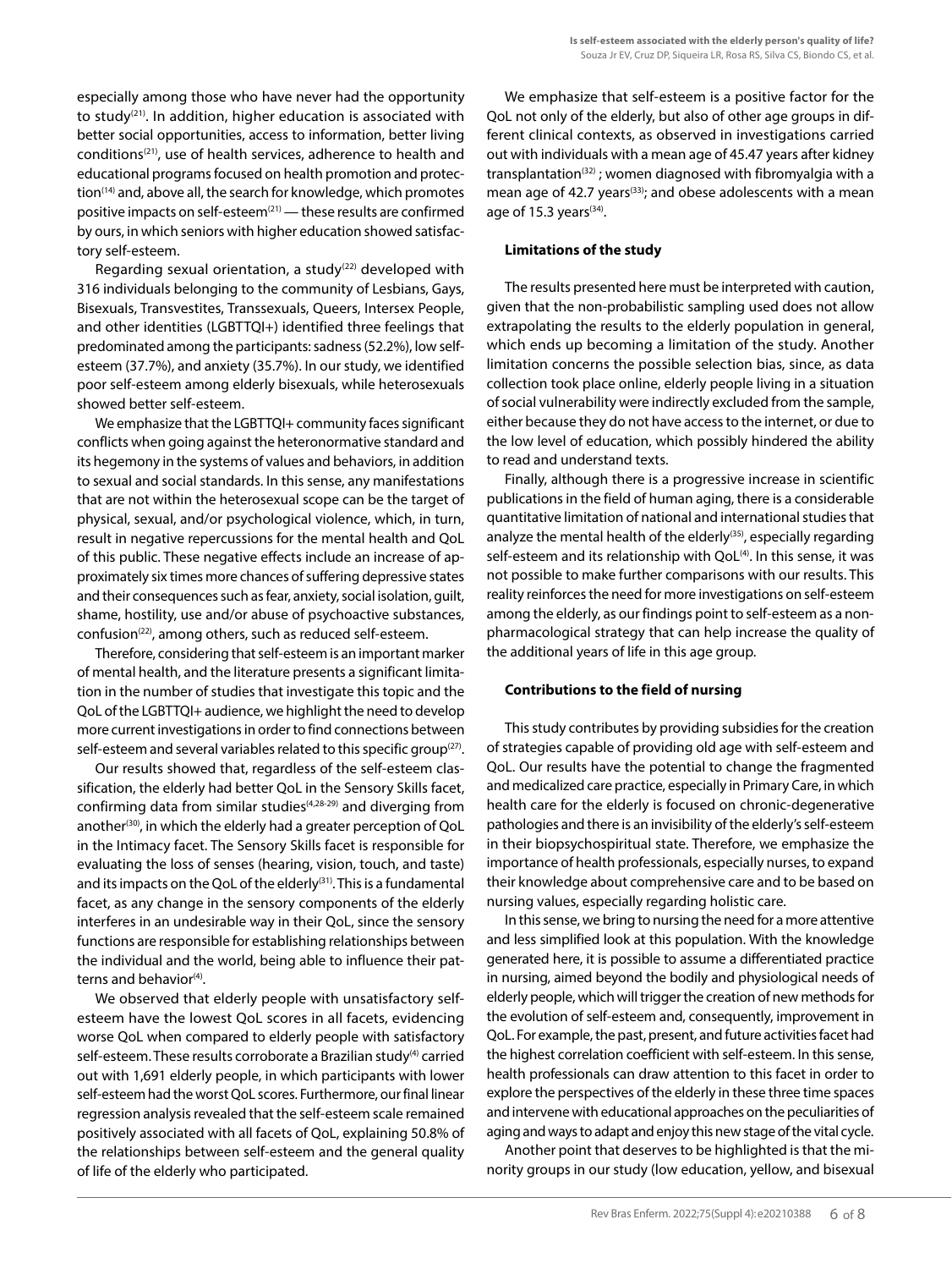especially among those who have never had the opportunity to study[21]. In addition, higher education is associated with better social opportunities, access to information, better living conditions[21], use of health services, adherence to health and educational programs focused on health promotion and protection[14] and, above all, the search for knowledge, which promotes positive impacts on self-esteem[21] — these results are confirmed by ours, in which seniors with higher education showed satisfactory self-esteem.

Regarding sexual orientation, a study[22] developed with 316 individuals belonging to the community of Lesbians, Gays, Bisexuals, Transvestites, Transsexuals, Queers, Intersex People, and other identities (LGBTTQI+) identified three feelings that predominated among the participants: sadness (52.2%), low self-esteem (37.7%), and anxiety (35.7%). In our study, we identified poor self-esteem among elderly bisexuals, while heterosexuals showed better self-esteem.

We emphasize that the LGBTTQI+ community faces significant conflicts when going against the heteronormative standard and its hegemony in the systems of values and behaviors, in addition to sexual and social standards. In this sense, any manifestations that are not within the heterosexual scope can be the target of physical, sexual, and/or psychological violence, which, in turn, result in negative repercussions for the mental health and QoL of this public. These negative effects include an increase of approximately six times more chances of suffering depressive states and their consequences such as fear, anxiety, social isolation, guilt, shame, hostility, use and/or abuse of psychoactive substances, confusion[22], among others, such as reduced self-esteem.

Therefore, considering that self-esteem is an important marker of mental health, and the literature presents a significant limitation in the number of studies that investigate this topic and the QoL of the LGBTTQI+ audience, we highlight the need to develop more current investigations in order to find connections between self-esteem and several variables related to this specific group[27].

Our results showed that, regardless of the self-esteem classification, the elderly had better QoL in the Sensory Skills facet, confirming data from similar studies[4,28-29] and diverging from another[30], in which the elderly had a greater perception of QoL in the Intimacy facet. The Sensory Skills facet is responsible for evaluating the loss of senses (hearing, vision, touch, and taste) and its impacts on the QoL of the elderly[31]. This is a fundamental facet, as any change in the sensory components of the elderly interferes in an undesirable way in their QoL, since the sensory functions are responsible for establishing relationships between the individual and the world, being able to influence their patterns and behavior[4].

We observed that elderly people with unsatisfactory self-esteem have the lowest QoL scores in all facets, evidencing worse QoL when compared to elderly people with satisfactory self-esteem. These results corroborate a Brazilian study[4] carried out with 1,691 elderly people, in which participants with lower self-esteem had the worst QoL scores. Furthermore, our final linear regression analysis revealed that the self-esteem scale remained positively associated with all facets of QoL, explaining 50.8% of the relationships between self-esteem and the general quality of life of the elderly who participated.

We emphasize that self-esteem is a positive factor for the QoL not only of the elderly, but also of other age groups in different clinical contexts, as observed in investigations carried out with individuals with a mean age of 45.47 years after kidney transplantation[32] ; women diagnosed with fibromyalgia with a mean age of 42.7 years[33]; and obese adolescents with a mean age of 15.3 years[34].

**Limitations of the study**

The results presented here must be interpreted with caution, given that the non-probabilistic sampling used does not allow extrapolating the results to the elderly population in general, which ends up becoming a limitation of the study. Another limitation concerns the possible selection bias, since, as data collection took place online, elderly people living in a situation of social vulnerability were indirectly excluded from the sample, either because they do not have access to the internet, or due to the low level of education, which possibly hindered the ability to read and understand texts.

Finally, although there is a progressive increase in scientific publications in the field of human aging, there is a considerable quantitative limitation of national and international studies that analyze the mental health of the elderly[35], especially regarding self-esteem and its relationship with QoL[4]. In this sense, it was not possible to make further comparisons with our results. This reality reinforces the need for more investigations on self-esteem among the elderly, as our findings point to self-esteem as a non-pharmacological strategy that can help increase the quality of the additional years of life in this age group.

**Contributions to the field of nursing**

This study contributes by providing subsidies for the creation of strategies capable of providing old age with self-esteem and QoL. Our results have the potential to change the fragmented and medicalized care practice, especially in Primary Care, in which health care for the elderly is focused on chronic-degenerative pathologies and there is an invisibility of the elderly's self-esteem in their biopsychospiritual state. Therefore, we emphasize the importance of health professionals, especially nurses, to expand their knowledge about comprehensive care and to be based on nursing values, especially regarding holistic care.

In this sense, we bring to nursing the need for a more attentive and less simplified look at this population. With the knowledge generated here, it is possible to assume a differentiated practice in nursing, aimed beyond the bodily and physiological needs of elderly people, which will trigger the creation of new methods for the evolution of self-esteem and, consequently, improvement in QoL. For example, the past, present, and future activities facet had the highest correlation coefficient with self-esteem. In this sense, health professionals can draw attention to this facet in order to explore the perspectives of the elderly in these three time spaces and intervene with educational approaches on the peculiarities of aging and ways to adapt and enjoy this new stage of the vital cycle.

Another point that deserves to be highlighted is that the minority groups in our study (low education, yellow, and bisexual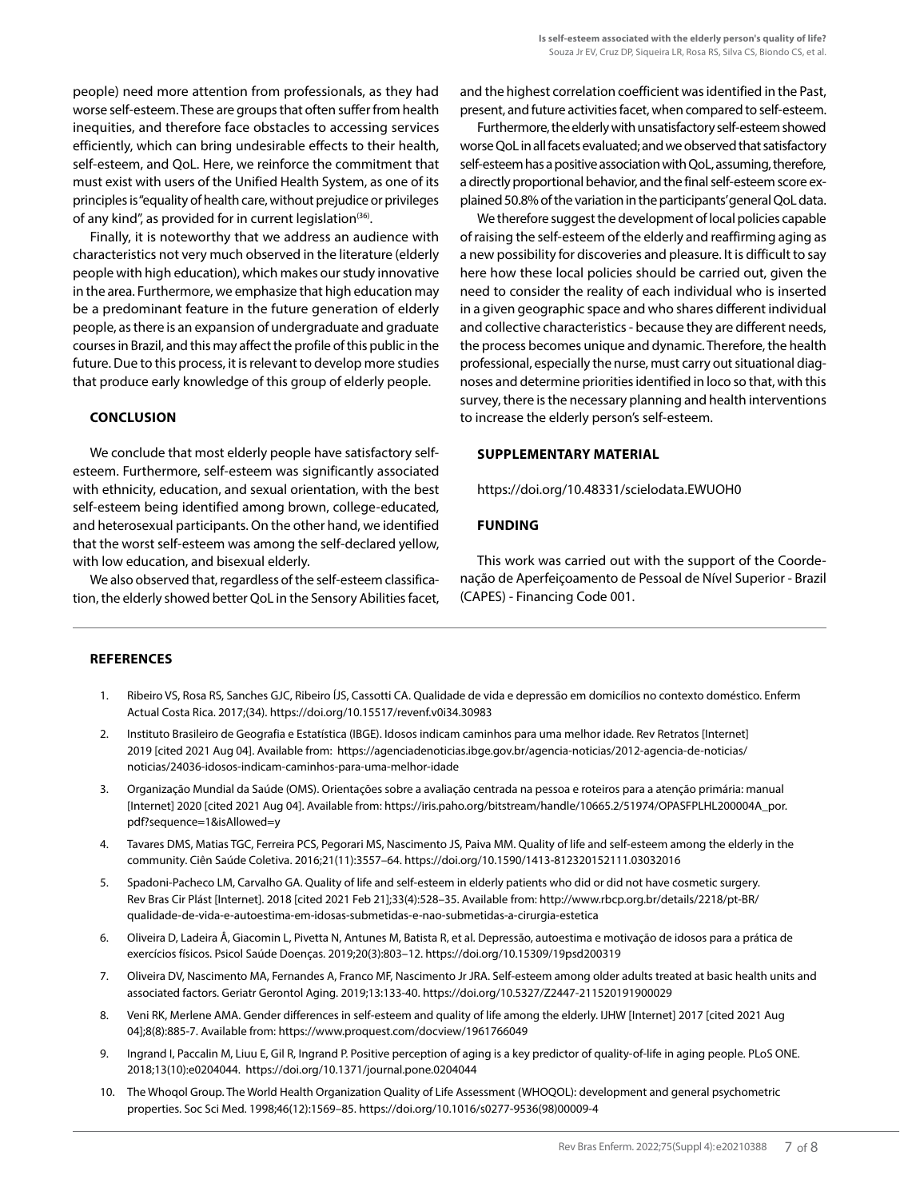people) need more attention from professionals, as they had worse self-esteem. These are groups that often suffer from health inequities, and therefore face obstacles to accessing services efficiently, which can bring undesirable effects to their health, self-esteem, and QoL. Here, we reinforce the commitment that must exist with users of the Unified Health System, as one of its principles is "equality of health care, without prejudice or privileges of any kind", as provided for in current legislation[36].

Finally, it is noteworthy that we address an audience with characteristics not very much observed in the literature (elderly people with high education), which makes our study innovative in the area. Furthermore, we emphasize that high education may be a predominant feature in the future generation of elderly people, as there is an expansion of undergraduate and graduate courses in Brazil, and this may affect the profile of this public in the future. Due to this process, it is relevant to develop more studies that produce early knowledge of this group of elderly people.

## CONCLUSION

We conclude that most elderly people have satisfactory self-esteem. Furthermore, self-esteem was significantly associated with ethnicity, education, and sexual orientation, with the best self-esteem being identified among brown, college-educated, and heterosexual participants. On the other hand, we identified that the worst self-esteem was among the self-declared yellow, with low education, and bisexual elderly.

We also observed that, regardless of the self-esteem classification, the elderly showed better QoL in the Sensory Abilities facet, and the highest correlation coefficient was identified in the Past, present, and future activities facet, when compared to self-esteem.

Furthermore, the elderly with unsatisfactory self-esteem showed worse QoL in all facets evaluated; and we observed that satisfactory self-esteem has a positive association with QoL, assuming, therefore, a directly proportional behavior, and the final self-esteem score explained 50.8% of the variation in the participants' general QoL data.

We therefore suggest the development of local policies capable of raising the self-esteem of the elderly and reaffirming aging as a new possibility for discoveries and pleasure. It is difficult to say here how these local policies should be carried out, given the need to consider the reality of each individual who is inserted in a given geographic space and who shares different individual and collective characteristics - because they are different needs, the process becomes unique and dynamic. Therefore, the health professional, especially the nurse, must carry out situational diagnoses and determine priorities identified in loco so that, with this survey, there is the necessary planning and health interventions to increase the elderly person's self-esteem.

## SUPPLEMENTARY MATERIAL

https://doi.org/10.48331/scielodata.EWUOH0

## FUNDING

This work was carried out with the support of the Coordenação de Aperfeiçoamento de Pessoal de Nível Superior - Brazil (CAPES) - Financing Code 001.

## REFERENCES

1. Ribeiro VS, Rosa RS, Sanches GJC, Ribeiro ÍJS, Cassotti CA. Qualidade de vida e depressão em domicílios no contexto doméstico. Enferm Actual Costa Rica. 2017;(34). https://doi.org/10.15517/revenf.v0i34.30983
2. Instituto Brasileiro de Geografia e Estatística (IBGE). Idosos indicam caminhos para uma melhor idade. Rev Retratos [Internet] 2019 [cited 2021 Aug 04]. Available from: https://agenciadenoticias.ibge.gov.br/agencia-noticias/2012-agencia-de-noticias/noticias/24036-idosos-indicam-caminhos-para-uma-melhor-idade
3. Organização Mundial da Saúde (OMS). Orientações sobre a avaliação centrada na pessoa e roteiros para a atenção primária: manual [Internet] 2020 [cited 2021 Aug 04]. Available from: https://iris.paho.org/bitstream/handle/10665.2/51974/OPASFPLHL200004A_por.pdf?sequence=1&isAllowed=y
4. Tavares DMS, Matias TGC, Ferreira PCS, Pegorari MS, Nascimento JS, Paiva MM. Quality of life and self-esteem among the elderly in the community. Ciên Saúde Coletiva. 2016;21(11):3557–64. https://doi.org/10.1590/1413-812320152111.03032016
5. Spadoni-Pacheco LM, Carvalho GA. Quality of life and self-esteem in elderly patients who did or did not have cosmetic surgery. Rev Bras Cir Plást [Internet]. 2018 [cited 2021 Feb 21];33(4):528–35. Available from: http://www.rbcp.org.br/details/2218/pt-BR/qualidade-de-vida-e-autoestima-em-idosas-submetidas-e-nao-submetidas-a-cirurgia-estetica
6. Oliveira D, Ladeira Â, Giacomin L, Pivetta N, Antunes M, Batista R, et al. Depressão, autoestima e motivação de idosos para a prática de exercícios físicos. Psicol Saúde Doenças. 2019;20(3):803–12. https://doi.org/10.15309/19psd200319
7. Oliveira DV, Nascimento MA, Fernandes A, Franco MF, Nascimento Jr JRA. Self-esteem among older adults treated at basic health units and associated factors. Geriatr Gerontol Aging. 2019;13:133-40. https://doi.org/10.5327/Z2447-211520191900029
8. Veni RK, Merlene AMA. Gender differences in self-esteem and quality of life among the elderly. IJHW [Internet] 2017 [cited 2021 Aug 04];8(8):885-7. Available from: https://www.proquest.com/docview/1961766049
9. Ingrand I, Paccalin M, Liuu E, Gil R, Ingrand P. Positive perception of aging is a key predictor of quality-of-life in aging people. PLoS ONE. 2018;13(10):e0204044. https://doi.org/10.1371/journal.pone.0204044
10. The Whoqol Group. The World Health Organization Quality of Life Assessment (WHOQOL): development and general psychometric properties. Soc Sci Med. 1998;46(12):1569–85. https://doi.org/10.1016/s0277-9536(98)00009-4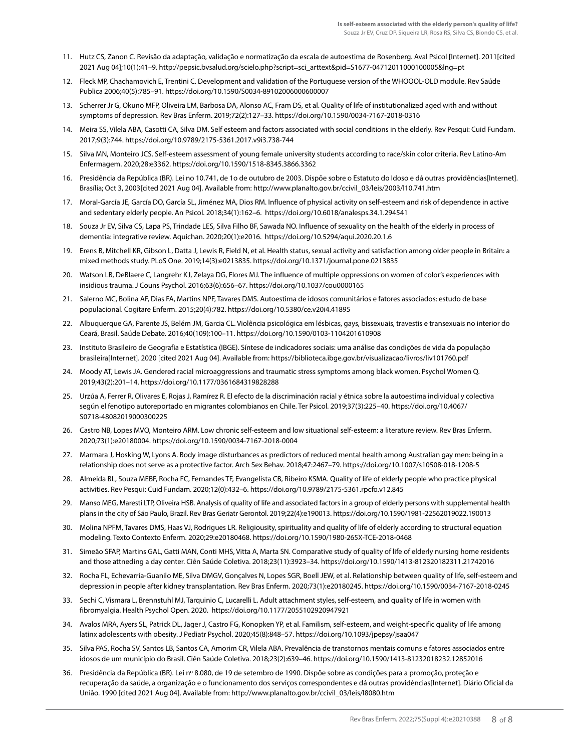11. Hutz CS, Zanon C. Revisão da adaptação, validação e normatização da escala de autoestima de Rosenberg. Aval Psicol [Internet]. 2011[cited 2021 Aug 04];10(1):41–9. http://pepsic.bvsalud.org/scielo.php?script=sci_arttext&pid=S1677-04712011000100005&lng=pt

12. Fleck MP, Chachamovich E, Trentini C. Development and validation of the Portuguese version of the WHOQOL-OLD module. Rev Saúde Publica 2006;40(5):785–91. https://doi.org/10.1590/S0034-89102006000600007

13. Scherrer Jr G, Okuno MFP, Oliveira LM, Barbosa DA, Alonso AC, Fram DS, et al. Quality of life of institutionalized aged with and without symptoms of depression. Rev Bras Enferm. 2019;72(2):127–33. https://doi.org/10.1590/0034-7167-2018-0316

14. Meira SS, Vilela ABA, Casotti CA, Silva DM. Self esteem and factors associated with social conditions in the elderly. Rev Pesqui: Cuid Fundam. 2017;9(3):744. https://doi.org/10.9789/2175-5361.2017.v9i3.738-744

15. Silva MN, Monteiro JCS. Self-esteem assessment of young female university students according to race/skin color criteria. Rev Latino-Am Enfermagem. 2020;28:e3362. https://doi.org/10.1590/1518-8345.3866.3362

16. Presidência da República (BR). Lei no 10.741, de 1o de outubro de 2003. Dispõe sobre o Estatuto do Idoso e dá outras providências[Internet]. Brasília; Oct 3, 2003[cited 2021 Aug 04]. Available from: http://www.planalto.gov.br/ccivil_03/leis/2003/l10.741.htm

17. Moral-García JE, García DO, García SL, Jiménez MA, Dios RM. Influence of physical activity on self-esteem and risk of dependence in active and sedentary elderly people. An Psicol. 2018;34(1):162–6. https://doi.org/10.6018/analesps.34.1.294541

18. Souza Jr EV, Silva CS, Lapa PS, Trindade LES, Silva Filho BF, Sawada NO. Influence of sexuality on the health of the elderly in process of dementia: integrative review. Aquichan. 2020;20(1):e2016. https://doi.org/10.5294/aqui.2020.20.1.6

19. Erens B, Mitchell KR, Gibson L, Datta J, Lewis R, Field N, et al. Health status, sexual activity and satisfaction among older people in Britain: a mixed methods study. PLoS One. 2019;14(3):e0213835. https://doi.org/10.1371/journal.pone.0213835

20. Watson LB, DeBlaere C, Langrehr KJ, Zelaya DG, Flores MJ. The influence of multiple oppressions on women of color's experiences with insidious trauma. J Couns Psychol. 2016;63(6):656–67. https://doi.org/10.1037/cou0000165

21. Salerno MC, Bolina AF, Dias FA, Martins NPF, Tavares DMS. Autoestima de idosos comunitários e fatores associados: estudo de base populacional. Cogitare Enferm. 2015;20(4):782. https://doi.org/10.5380/ce.v20i4.41895

22. Albuquerque GA, Parente JS, Belém JM, Garcia CL. Violência psicológica em lésbicas, gays, bissexuais, travestis e transexuais no interior do Ceará, Brasil. Saúde Debate. 2016;40(109):100–11. https://doi.org/10.1590/0103-1104201610908

23. Instituto Brasileiro de Geografia e Estatística (IBGE). Síntese de indicadores sociais: uma análise das condições de vida da população brasileira[Internet]. 2020 [cited 2021 Aug 04]. Available from: https://biblioteca.ibge.gov.br/visualizacao/livros/liv101760.pdf

24. Moody AT, Lewis JA. Gendered racial microaggressions and traumatic stress symptoms among black women. Psychol Women Q. 2019;43(2):201–14. https://doi.org/10.1177/0361684319828288

25. Urzúa A, Ferrer R, Olivares E, Rojas J, Ramírez R. El efecto de la discriminación racial y étnica sobre la autoestima individual y colectiva según el fenotipo autoreportado en migrantes colombianos en Chile. Ter Psicol. 2019;37(3):225–40. https://doi.org/10.4067/S0718-48082019000300225

26. Castro NB, Lopes MVO, Monteiro ARM. Low chronic self-esteem and low situational self-esteem: a literature review. Rev Bras Enferm. 2020;73(1):e20180004. https://doi.org/10.1590/0034-7167-2018-0004

27. Marmara J, Hosking W, Lyons A. Body image disturbances as predictors of reduced mental health among Australian gay men: being in a relationship does not serve as a protective factor. Arch Sex Behav. 2018;47:2467–79. https://doi.org/10.1007/s10508-018-1208-5

28. Almeida BL, Souza MEBF, Rocha FC, Fernandes TF, Evangelista CB, Ribeiro KSMA. Quality of life of elderly people who practice physical activities. Rev Pesqui: Cuid Fundam. 2020;12(0):432–6. https://doi.org/10.9789/2175-5361.rpcfo.v12.845

29. Manso MEG, Maresti LTP, Oliveira HSB. Analysis of quality of life and associated factors in a group of elderly persons with supplemental health plans in the city of São Paulo, Brazil. Rev Bras Geriatr Gerontol. 2019;22(4):e190013. https://doi.org/10.1590/1981-22562019022.190013

30. Molina NPFM, Tavares DMS, Haas VJ, Rodrigues LR. Religiousity, spirituality and quality of life of elderly according to structural equation modeling. Texto Contexto Enferm. 2020;29:e20180468. https://doi.org/10.1590/1980-265X-TCE-2018-0468

31. Simeão SFAP, Martins GAL, Gatti MAN, Conti MHS, Vitta A, Marta SN. Comparative study of quality of life of elderly nursing home residents and those attneding a day center. Ciên Saúde Coletiva. 2018;23(11):3923–34. https://doi.org/10.1590/1413-812320182311.21742016

32. Rocha FL, Echevarría-Guanilo ME, Silva DMGV, Gonçalves N, Lopes SGR, Boell JEW, et al. Relationship between quality of life, self-esteem and depression in people after kidney transplantation. Rev Bras Enferm. 2020;73(1):e20180245. https://doi.org/10.1590/0034-7167-2018-0245

33. Sechi C, Vismara L, Brennstuhl MJ, Tarquinio C, Lucarelli L. Adult attachment styles, self-esteem, and quality of life in women with fibromyalgia. Health Psychol Open. 2020. https://doi.org/10.1177/2055102920947921

34. Avalos MRA, Ayers SL, Patrick DL, Jager J, Castro FG, Konopken YP, et al. Familism, self-esteem, and weight-specific quality of life among latinx adolescents with obesity. J Pediatr Psychol. 2020;45(8):848–57. https://doi.org/10.1093/jpepsy/jsaa047

35. Silva PAS, Rocha SV, Santos LB, Santos CA, Amorim CR, Vilela ABA. Prevalência de transtornos mentais comuns e fatores associados entre idosos de um município do Brasil. Ciên Saúde Coletiva. 2018;23(2):639–46. https://doi.org/10.1590/1413-81232018232.12852016

36. Presidência da República (BR). Lei nº 8.080, de 19 de setembro de 1990. Dispõe sobre as condições para a promoção, proteção e recuperação da saúde, a organização e o funcionamento dos serviços correspondentes e dá outras providências[Internet]. Diário Oficial da União. 1990 [cited 2021 Aug 04]. Available from: http://www.planalto.gov.br/ccivil_03/leis/l8080.htm